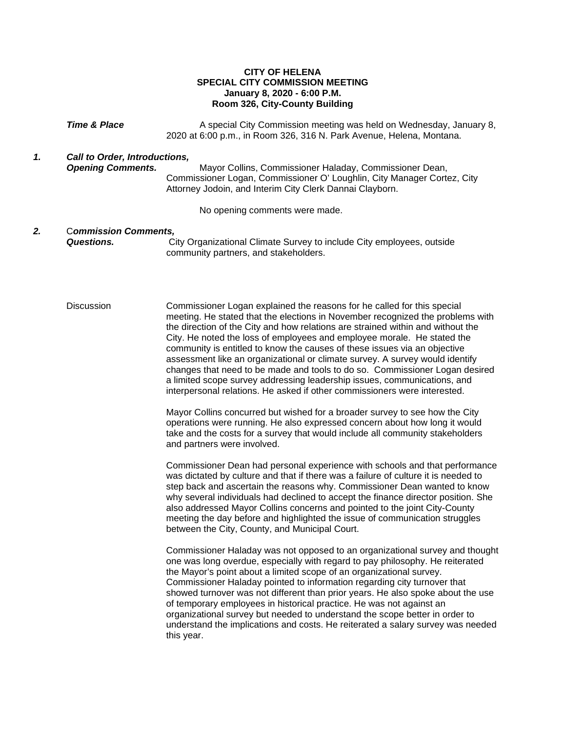**CITY OF HELENA**
**SPECIAL CITY COMMISSION MEETING**
**January 8, 2020 - 6:00 P.M.**
**Room 326, City-County Building**

***Time & Place*** A special City Commission meeting was held on Wednesday, January 8, 2020 at 6:00 p.m., in Room 326, 316 N. Park Avenue, Helena, Montana.

***1. Call to Order, Introductions, Opening Comments.*** Mayor Collins, Commissioner Haladay, Commissioner Dean, Commissioner Logan, Commissioner O' Loughlin, City Manager Cortez, City Attorney Jodoin, and Interim City Clerk Dannai Clayborn.

No opening comments were made.

***2. Commission Comments, Questions.*** City Organizational Climate Survey to include City employees, outside community partners, and stakeholders.

Discussion

Commissioner Logan explained the reasons for he called for this special meeting. He stated that the elections in November recognized the problems with the direction of the City and how relations are strained within and without the City. He noted the loss of employees and employee morale. He stated the community is entitled to know the causes of these issues via an objective assessment like an organizational or climate survey. A survey would identify changes that need to be made and tools to do so. Commissioner Logan desired a limited scope survey addressing leadership issues, communications, and interpersonal relations. He asked if other commissioners were interested.

Mayor Collins concurred but wished for a broader survey to see how the City operations were running. He also expressed concern about how long it would take and the costs for a survey that would include all community stakeholders and partners were involved.

Commissioner Dean had personal experience with schools and that performance was dictated by culture and that if there was a failure of culture it is needed to step back and ascertain the reasons why. Commissioner Dean wanted to know why several individuals had declined to accept the finance director position. She also addressed Mayor Collins concerns and pointed to the joint City-County meeting the day before and highlighted the issue of communication struggles between the City, County, and Municipal Court.

Commissioner Haladay was not opposed to an organizational survey and thought one was long overdue, especially with regard to pay philosophy. He reiterated the Mayor's point about a limited scope of an organizational survey. Commissioner Haladay pointed to information regarding city turnover that showed turnover was not different than prior years. He also spoke about the use of temporary employees in historical practice. He was not against an organizational survey but needed to understand the scope better in order to understand the implications and costs. He reiterated a salary survey was needed this year.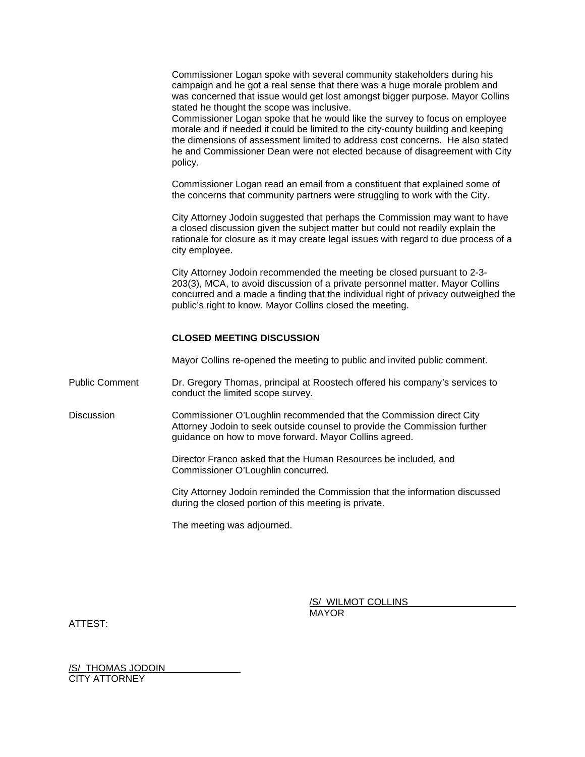Commissioner Logan spoke with several community stakeholders during his campaign and he got a real sense that there was a huge morale problem and was concerned that issue would get lost amongst bigger purpose. Mayor Collins stated he thought the scope was inclusive.
Commissioner Logan spoke that he would like the survey to focus on employee morale and if needed it could be limited to the city-county building and keeping the dimensions of assessment limited to address cost concerns. He also stated he and Commissioner Dean were not elected because of disagreement with City policy.

Commissioner Logan read an email from a constituent that explained some of the concerns that community partners were struggling to work with the City.

City Attorney Jodoin suggested that perhaps the Commission may want to have a closed discussion given the subject matter but could not readily explain the rationale for closure as it may create legal issues with regard to due process of a city employee.

City Attorney Jodoin recommended the meeting be closed pursuant to 2-3-203(3), MCA, to avoid discussion of a private personnel matter. Mayor Collins concurred and a made a finding that the individual right of privacy outweighed the public's right to know. Mayor Collins closed the meeting.

**CLOSED MEETING DISCUSSION**

Mayor Collins re-opened the meeting to public and invited public comment.

Public Comment

Dr. Gregory Thomas, principal at Roostech offered his company's services to conduct the limited scope survey.

Discussion

Commissioner O'Loughlin recommended that the Commission direct City Attorney Jodoin to seek outside counsel to provide the Commission further guidance on how to move forward. Mayor Collins agreed.

Director Franco asked that the Human Resources be included, and Commissioner O'Loughlin concurred.

City Attorney Jodoin reminded the Commission that the information discussed during the closed portion of this meeting is private.

The meeting was adjourned.

/S/ WILMOT COLLINS
MAYOR

ATTEST:

/S/ THOMAS JODOIN
CITY ATTORNEY